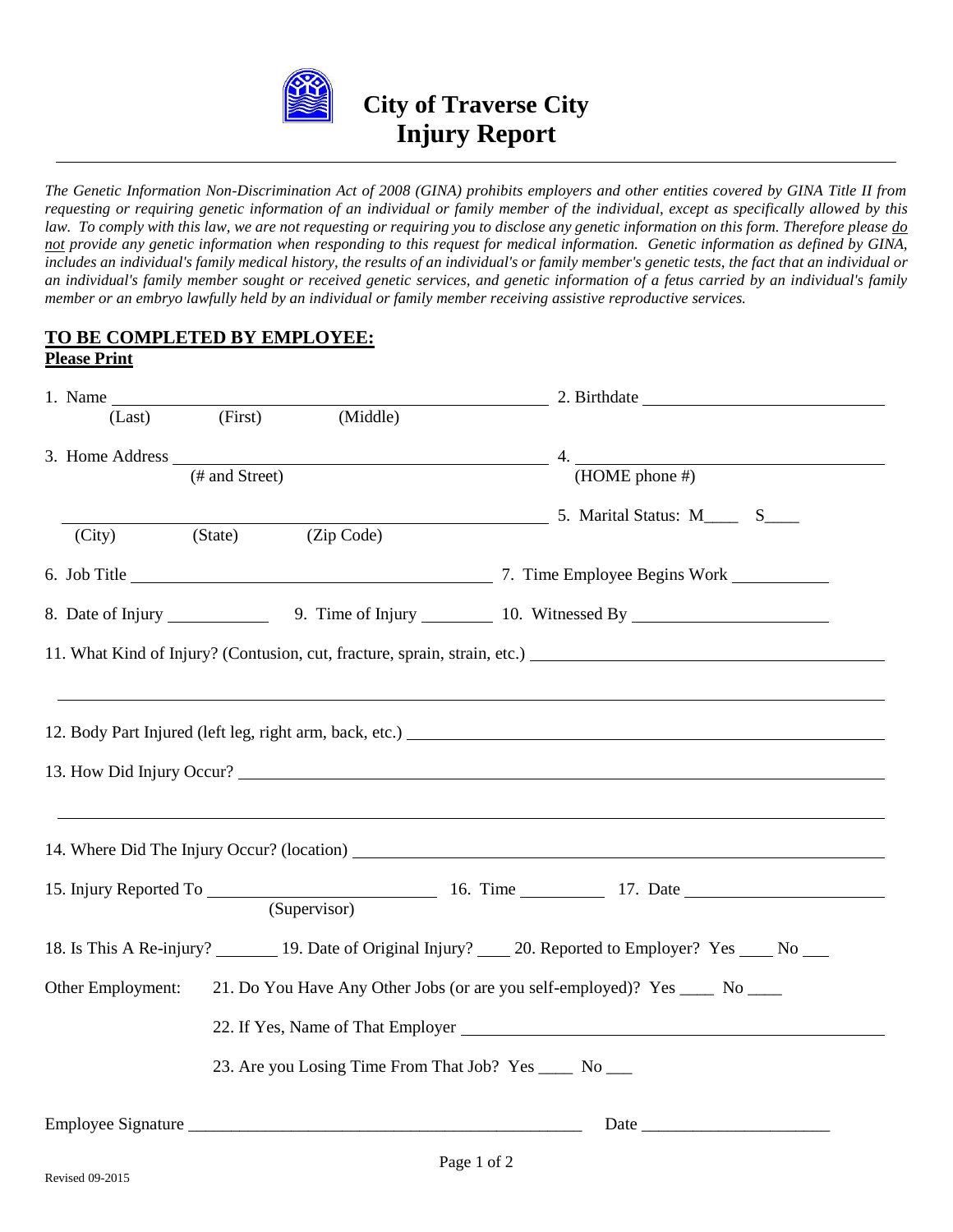# City of Traverse City
# Injury Report

*The Genetic Information Non-Discrimination Act of 2008 (GINA) prohibits employers and other entities covered by GINA Title II from requesting or requiring genetic information of an individual or family member of the individual, except as specifically allowed by this law. To comply with this law, we are not requesting or requiring you to disclose any genetic information on this form. Therefore please do not provide any genetic information when responding to this request for medical information. Genetic information as defined by GINA, includes an individual's family medical history, the results of an individual's or family member's genetic tests, the fact that an individual or an individual's family member sought or received genetic services, and genetic information of a fetus carried by an individual's family member or an embryo lawfully held by an individual or family member receiving assistive reproductive services.*

## TO BE COMPLETED BY EMPLOYEE:

**Please Print**

1. Name ______________________________ (Last) (First) (Middle)
2. Birthdate ______________________________
3. Home Address ______________________________ (# and Street)
   ______________________________ (City) (State) (Zip Code)
4. ______________________________ (HOME phone #)
5. Marital Status: M____ S____
6. Job Title ______________________________
7. Time Employee Begins Work ____________
8. Date of Injury ____________
9. Time of Injury ____________
10. Witnessed By ______________________________
11. What Kind of Injury? (Contusion, cut, fracture, sprain, strain, etc.) ______________________________
12. Body Part Injured (left leg, right arm, back, etc.) ______________________________
13. How Did Injury Occur? ______________________________
14. Where Did The Injury Occur? (location) ______________________________
15. Injury Reported To ______________________________ (Supervisor)
16. Time ____________
17. Date ____________
18. Is This A Re-injury? ________
19. Date of Original Injury? ____
20. Reported to Employer? Yes ____ No ___

Other Employment:

21. Do You Have Any Other Jobs (or are you self-employed)? Yes ____ No ____
22. If Yes, Name of That Employer ______________________________
23. Are you Losing Time From That Job? Yes ____ No ___

Employee Signature ______________________________ Date ____________________

Revised 09-2015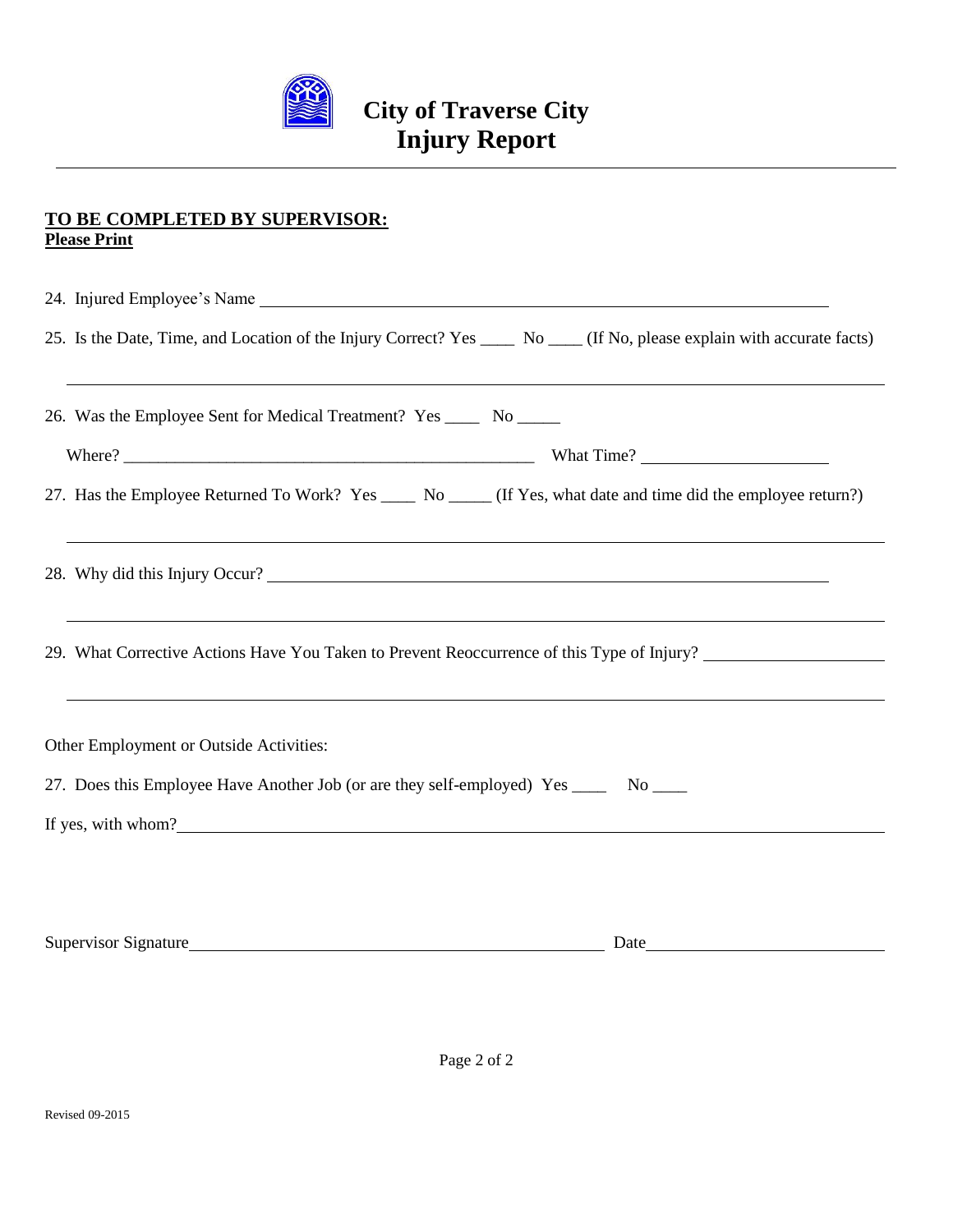# City of Traverse City
## Injury Report

---

**TO BE COMPLETED BY SUPERVISOR:**
**Please Print**

24. Injured Employee's Name ______________________________________________

25. Is the Date, Time, and Location of the Injury Correct? Yes ____ No ____ (If No, please explain with accurate facts)

______________________________________________________________________

26. Was the Employee Sent for Medical Treatment? Yes ____ No _____

Where? ___________________________________ What Time? _______________

27. Has the Employee Returned To Work? Yes ____ No _____ (If Yes, what date and time did the employee return?)

______________________________________________________________________

28. Why did this Injury Occur? ______________________________________________

______________________________________________________________________

29. What Corrective Actions Have You Taken to Prevent Reoccurrence of this Type of Injury? _______________

______________________________________________________________________

Other Employment or Outside Activities:

27. Does this Employee Have Another Job (or are they self-employed) Yes ____ No ____

If yes, with whom? ______________________________________________________

Supervisor Signature ________________________________ Date ____________________

Revised 09-2015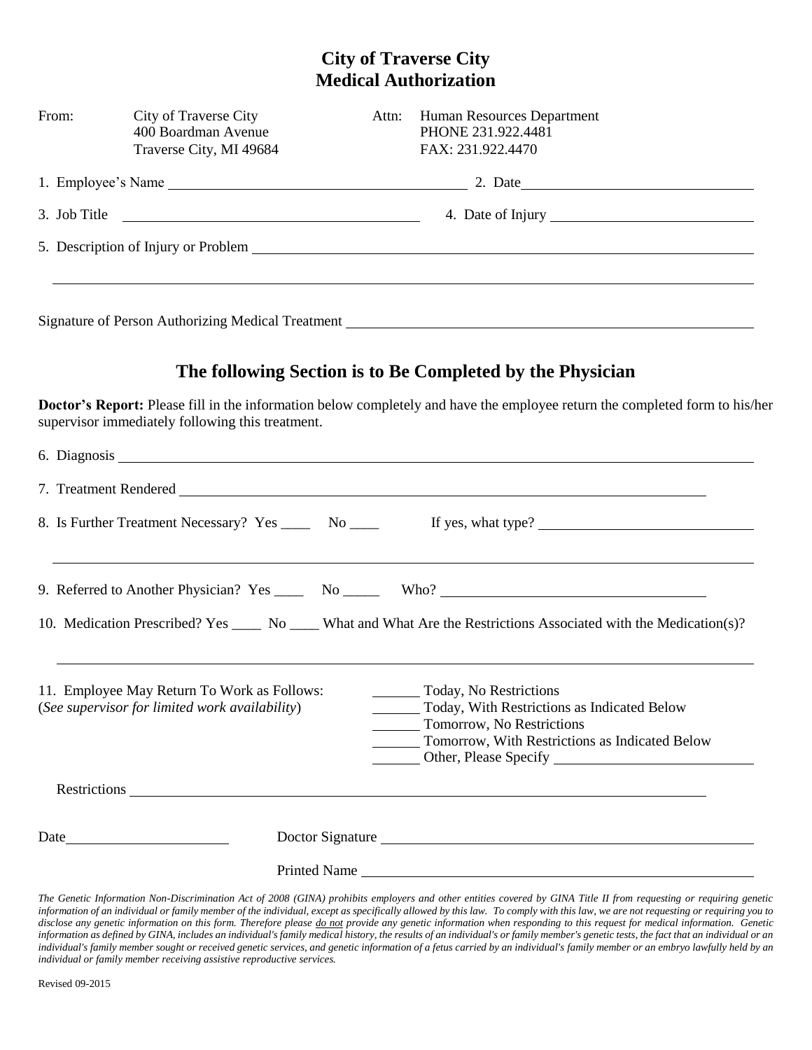# City of Traverse City
# Medical Authorization

From: City of Traverse City
400 Boardman Avenue
Traverse City, MI 49684

Attn: Human Resources Department
PHONE 231.922.4481
FAX: 231.922.4470

1. Employee's Name ______________________ 2. Date ______________________

3. Job Title ______________________ 4. Date of Injury ______________________

5. Description of Injury or Problem ______________________

______________________

Signature of Person Authorizing Medical Treatment ______________________

## The following Section is to Be Completed by the Physician

**Doctor's Report:** Please fill in the information below completely and have the employee return the completed form to his/her supervisor immediately following this treatment.

6. Diagnosis ______________________

7. Treatment Rendered ______________________

8. Is Further Treatment Necessary? Yes ____ No ____ If yes, what type? ______________________

______________________

9. Referred to Another Physician? Yes ____ No _____ Who? ______________________

10. Medication Prescribed? Yes ____ No ____ What and What Are the Restrictions Associated with the Medication(s)?

______________________

11. Employee May Return To Work as Follows:
(*See supervisor for limited work availability*)

______ Today, No Restrictions
______ Today, With Restrictions as Indicated Below
______ Tomorrow, No Restrictions
______ Tomorrow, With Restrictions as Indicated Below
______ Other, Please Specify ______________________

Restrictions ______________________

Date ______________________ Doctor Signature ______________________

Printed Name ______________________

*The Genetic Information Non-Discrimination Act of 2008 (GINA) prohibits employers and other entities covered by GINA Title II from requesting or requiring genetic information of an individual or family member of the individual, except as specifically allowed by this law. To comply with this law, we are not requesting or requiring you to disclose any genetic information on this form. Therefore please do not provide any genetic information when responding to this request for medical information. Genetic information as defined by GINA, includes an individual's family medical history, the results of an individual's or family member's genetic tests, the fact that an individual or an individual's family member sought or received genetic services, and genetic information of a fetus carried by an individual's family member or an embryo lawfully held by an individual or family member receiving assistive reproductive services.*

Revised 09-2015